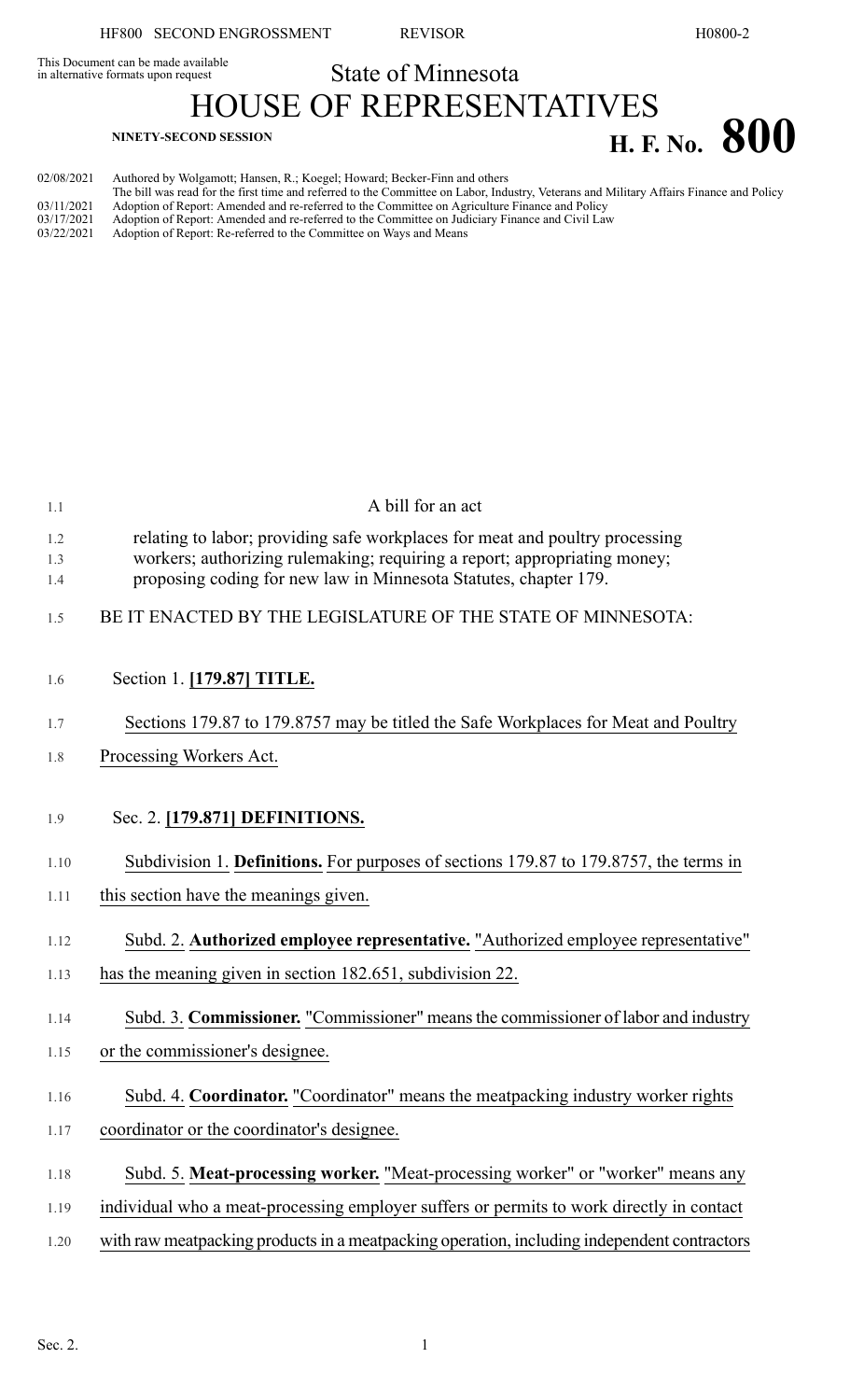This Document can be made available in alternative formats upon request

# State of Minnesota
# HOUSE OF REPRESENTATIVES

**NINETY-SECOND SESSION**

**H. F. No. 800**

02/08/2021 Authored by Wolgamott; Hansen, R.; Koegel; Howard; Becker-Finn and others
The bill was read for the first time and referred to the Committee on Labor, Industry, Veterans and Military Affairs Finance and Policy
03/11/2021 Adoption of Report: Amended and re-referred to the Committee on Agriculture Finance and Policy
03/17/2021 Adoption of Report: Amended and re-referred to the Committee on Judiciary Finance and Civil Law
03/22/2021 Adoption of Report: Re-referred to the Committee on Ways and Means

A bill for an act

relating to labor; providing safe workplaces for meat and poultry processing workers; authorizing rulemaking; requiring a report; appropriating money; proposing coding for new law in Minnesota Statutes, chapter 179.

BE IT ENACTED BY THE LEGISLATURE OF THE STATE OF MINNESOTA:

Section 1. **[179.87] TITLE.**

Sections 179.87 to 179.8757 may be titled the Safe Workplaces for Meat and Poultry Processing Workers Act.

Sec. 2. **[179.871] DEFINITIONS.**

Subdivision 1. **Definitions.** For purposes of sections 179.87 to 179.8757, the terms in this section have the meanings given.

Subd. 2. **Authorized employee representative.** "Authorized employee representative" has the meaning given in section 182.651, subdivision 22.

Subd. 3. **Commissioner.** "Commissioner" means the commissioner of labor and industry or the commissioner's designee.

Subd. 4. **Coordinator.** "Coordinator" means the meatpacking industry worker rights coordinator or the coordinator's designee.

Subd. 5. **Meat-processing worker.** "Meat-processing worker" or "worker" means any individual who a meat-processing employer suffers or permits to work directly in contact with raw meatpacking products in a meatpacking operation, including independent contractors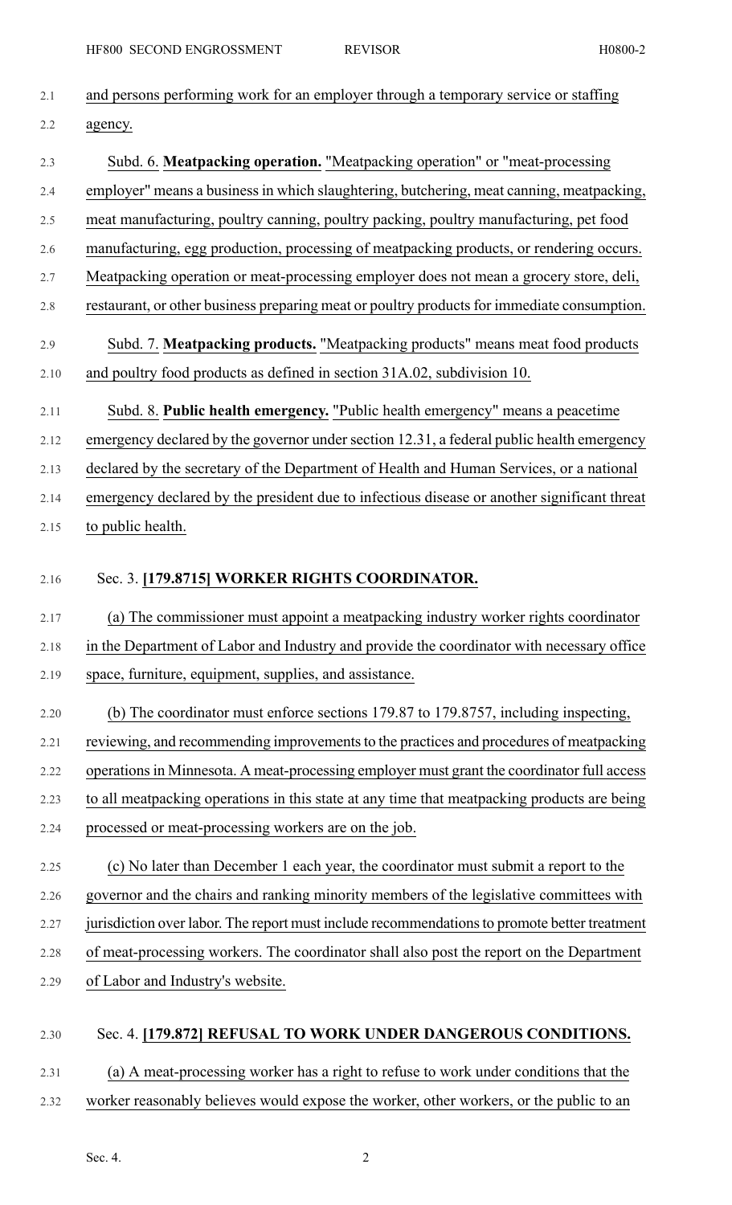and persons performing work for an employer through a temporary service or staffing agency.

Subd. 6. **Meatpacking operation.** "Meatpacking operation" or "meat-processing employer" means a business in which slaughtering, butchering, meat canning, meatpacking, meat manufacturing, poultry canning, poultry packing, poultry manufacturing, pet food manufacturing, egg production, processing of meatpacking products, or rendering occurs. Meatpacking operation or meat-processing employer does not mean a grocery store, deli, restaurant, or other business preparing meat or poultry products for immediate consumption.

Subd. 7. **Meatpacking products.** "Meatpacking products" means meat food products and poultry food products as defined in section 31A.02, subdivision 10.

Subd. 8. **Public health emergency.** "Public health emergency" means a peacetime emergency declared by the governor under section 12.31, a federal public health emergency declared by the secretary of the Department of Health and Human Services, or a national emergency declared by the president due to infectious disease or another significant threat to public health.

Sec. 3. **[179.8715] WORKER RIGHTS COORDINATOR.**

(a) The commissioner must appoint a meatpacking industry worker rights coordinator in the Department of Labor and Industry and provide the coordinator with necessary office space, furniture, equipment, supplies, and assistance.

(b) The coordinator must enforce sections 179.87 to 179.8757, including inspecting, reviewing, and recommending improvements to the practices and procedures of meatpacking operations in Minnesota. A meat-processing employer must grant the coordinator full access to all meatpacking operations in this state at any time that meatpacking products are being processed or meat-processing workers are on the job.

(c) No later than December 1 each year, the coordinator must submit a report to the governor and the chairs and ranking minority members of the legislative committees with jurisdiction over labor. The report must include recommendations to promote better treatment of meat-processing workers. The coordinator shall also post the report on the Department of Labor and Industry's website.

Sec. 4. **[179.872] REFUSAL TO WORK UNDER DANGEROUS CONDITIONS.**

(a) A meat-processing worker has a right to refuse to work under conditions that the worker reasonably believes would expose the worker, other workers, or the public to an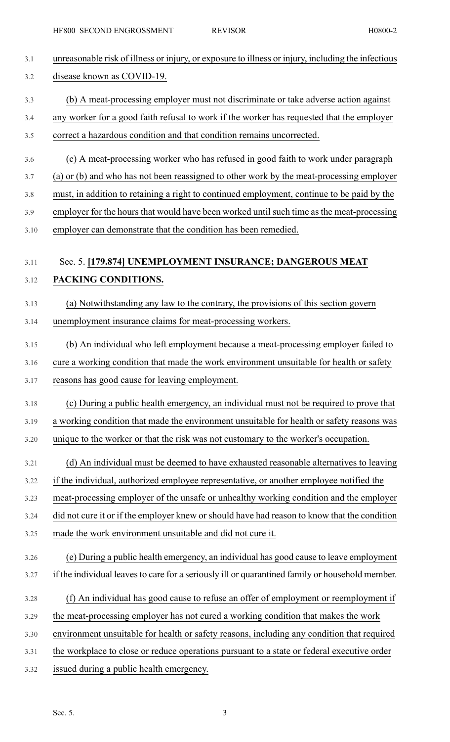unreasonable risk of illness or injury, or exposure to illness or injury, including the infectious disease known as COVID-19.

(b) A meat-processing employer must not discriminate or take adverse action against any worker for a good faith refusal to work if the worker has requested that the employer correct a hazardous condition and that condition remains uncorrected.

(c) A meat-processing worker who has refused in good faith to work under paragraph (a) or (b) and who has not been reassigned to other work by the meat-processing employer must, in addition to retaining a right to continued employment, continue to be paid by the employer for the hours that would have been worked until such time as the meat-processing employer can demonstrate that the condition has been remedied.

Sec. 5. **[179.874] UNEMPLOYMENT INSURANCE; DANGEROUS MEAT PACKING CONDITIONS.**

(a) Notwithstanding any law to the contrary, the provisions of this section govern unemployment insurance claims for meat-processing workers.

(b) An individual who left employment because a meat-processing employer failed to cure a working condition that made the work environment unsuitable for health or safety reasons has good cause for leaving employment.

(c) During a public health emergency, an individual must not be required to prove that a working condition that made the environment unsuitable for health or safety reasons was unique to the worker or that the risk was not customary to the worker's occupation.

(d) An individual must be deemed to have exhausted reasonable alternatives to leaving if the individual, authorized employee representative, or another employee notified the meat-processing employer of the unsafe or unhealthy working condition and the employer did not cure it or if the employer knew or should have had reason to know that the condition made the work environment unsuitable and did not cure it.

(e) During a public health emergency, an individual has good cause to leave employment if the individual leaves to care for a seriously ill or quarantined family or household member.

(f) An individual has good cause to refuse an offer of employment or reemployment if the meat-processing employer has not cured a working condition that makes the work environment unsuitable for health or safety reasons, including any condition that required the workplace to close or reduce operations pursuant to a state or federal executive order issued during a public health emergency.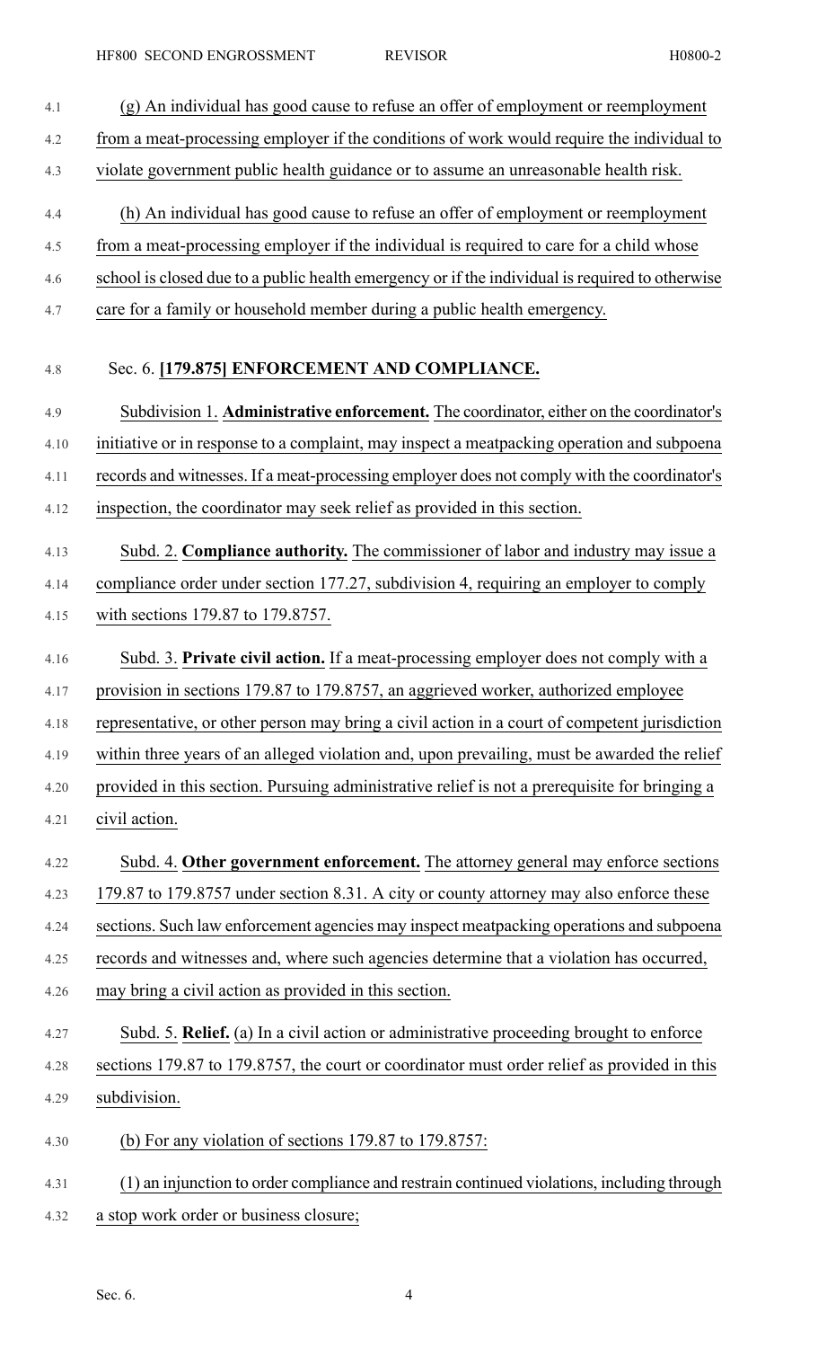(g) An individual has good cause to refuse an offer of employment or reemployment from a meat-processing employer if the conditions of work would require the individual to violate government public health guidance or to assume an unreasonable health risk.

(h) An individual has good cause to refuse an offer of employment or reemployment from a meat-processing employer if the individual is required to care for a child whose school is closed due to a public health emergency or if the individual is required to otherwise care for a family or household member during a public health emergency.

Sec. 6. **[179.875] ENFORCEMENT AND COMPLIANCE.**

Subdivision 1. **Administrative enforcement.** The coordinator, either on the coordinator's initiative or in response to a complaint, may inspect a meatpacking operation and subpoena records and witnesses. If a meat-processing employer does not comply with the coordinator's inspection, the coordinator may seek relief as provided in this section.

Subd. 2. **Compliance authority.** The commissioner of labor and industry may issue a compliance order under section 177.27, subdivision 4, requiring an employer to comply with sections 179.87 to 179.8757.

Subd. 3. **Private civil action.** If a meat-processing employer does not comply with a provision in sections 179.87 to 179.8757, an aggrieved worker, authorized employee representative, or other person may bring a civil action in a court of competent jurisdiction within three years of an alleged violation and, upon prevailing, must be awarded the relief provided in this section. Pursuing administrative relief is not a prerequisite for bringing a civil action.

Subd. 4. **Other government enforcement.** The attorney general may enforce sections 179.87 to 179.8757 under section 8.31. A city or county attorney may also enforce these sections. Such law enforcement agencies may inspect meatpacking operations and subpoena records and witnesses and, where such agencies determine that a violation has occurred, may bring a civil action as provided in this section.

Subd. 5. **Relief.** (a) In a civil action or administrative proceeding brought to enforce sections 179.87 to 179.8757, the court or coordinator must order relief as provided in this subdivision.

(b) For any violation of sections 179.87 to 179.8757:

(1) an injunction to order compliance and restrain continued violations, including through a stop work order or business closure;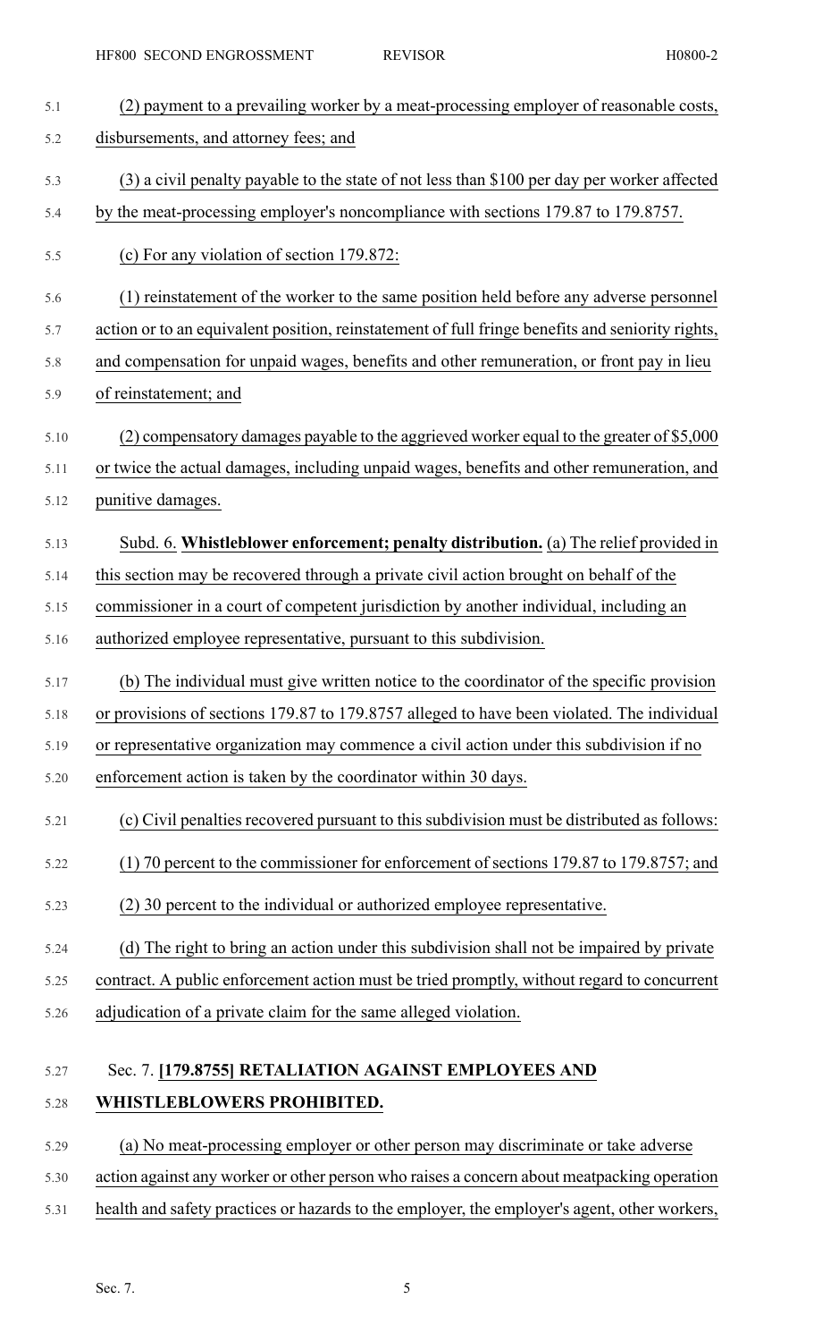(2) payment to a prevailing worker by a meat-processing employer of reasonable costs, disbursements, and attorney fees; and

(3) a civil penalty payable to the state of not less than $100 per day per worker affected by the meat-processing employer's noncompliance with sections 179.87 to 179.8757.

(c) For any violation of section 179.872:

(1) reinstatement of the worker to the same position held before any adverse personnel action or to an equivalent position, reinstatement of full fringe benefits and seniority rights, and compensation for unpaid wages, benefits and other remuneration, or front pay in lieu of reinstatement; and

(2) compensatory damages payable to the aggrieved worker equal to the greater of $5,000 or twice the actual damages, including unpaid wages, benefits and other remuneration, and punitive damages.

Subd. 6. **Whistleblower enforcement; penalty distribution.** (a) The relief provided in this section may be recovered through a private civil action brought on behalf of the commissioner in a court of competent jurisdiction by another individual, including an authorized employee representative, pursuant to this subdivision.

(b) The individual must give written notice to the coordinator of the specific provision or provisions of sections 179.87 to 179.8757 alleged to have been violated. The individual or representative organization may commence a civil action under this subdivision if no enforcement action is taken by the coordinator within 30 days.

(c) Civil penalties recovered pursuant to this subdivision must be distributed as follows:

(1) 70 percent to the commissioner for enforcement of sections 179.87 to 179.8757; and

(2) 30 percent to the individual or authorized employee representative.

(d) The right to bring an action under this subdivision shall not be impaired by private contract. A public enforcement action must be tried promptly, without regard to concurrent adjudication of a private claim for the same alleged violation.

## Sec. 7. [179.8755] RETALIATION AGAINST EMPLOYEES AND WHISTLEBLOWERS PROHIBITED.

(a) No meat-processing employer or other person may discriminate or take adverse action against any worker or other person who raises a concern about meatpacking operation health and safety practices or hazards to the employer, the employer's agent, other workers,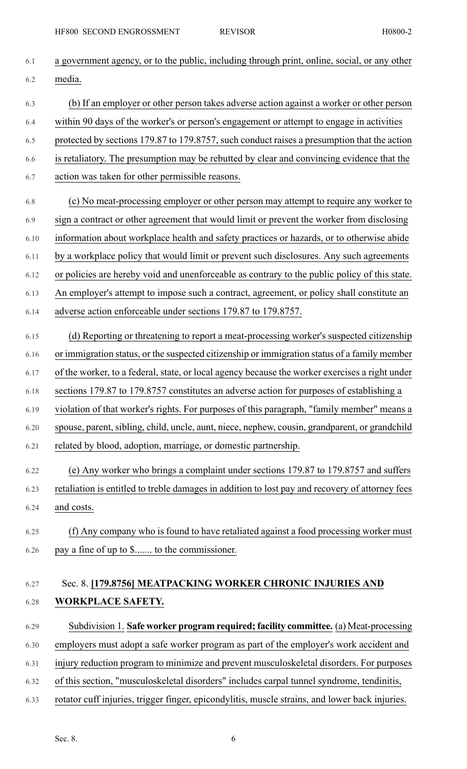a government agency, or to the public, including through print, online, social, or any other media.

(b) If an employer or other person takes adverse action against a worker or other person within 90 days of the worker's or person's engagement or attempt to engage in activities protected by sections 179.87 to 179.8757, such conduct raises a presumption that the action is retaliatory. The presumption may be rebutted by clear and convincing evidence that the action was taken for other permissible reasons.

(c) No meat-processing employer or other person may attempt to require any worker to sign a contract or other agreement that would limit or prevent the worker from disclosing information about workplace health and safety practices or hazards, or to otherwise abide by a workplace policy that would limit or prevent such disclosures. Any such agreements or policies are hereby void and unenforceable as contrary to the public policy of this state. An employer's attempt to impose such a contract, agreement, or policy shall constitute an adverse action enforceable under sections 179.87 to 179.8757.

(d) Reporting or threatening to report a meat-processing worker's suspected citizenship or immigration status, or the suspected citizenship or immigration status of a family member of the worker, to a federal, state, or local agency because the worker exercises a right under sections 179.87 to 179.8757 constitutes an adverse action for purposes of establishing a violation of that worker's rights. For purposes of this paragraph, "family member" means a spouse, parent, sibling, child, uncle, aunt, niece, nephew, cousin, grandparent, or grandchild related by blood, adoption, marriage, or domestic partnership.

(e) Any worker who brings a complaint under sections 179.87 to 179.8757 and suffers retaliation is entitled to treble damages in addition to lost pay and recovery of attorney fees and costs.

(f) Any company who is found to have retaliated against a food processing worker must pay a fine of up to $....... to the commissioner.

## Sec. 8. **[179.8756] MEATPACKING WORKER CHRONIC INJURIES AND WORKPLACE SAFETY.**

Subdivision 1. **Safe worker program required; facility committee.** (a) Meat-processing employers must adopt a safe worker program as part of the employer's work accident and injury reduction program to minimize and prevent musculoskeletal disorders. For purposes of this section, "musculoskeletal disorders" includes carpal tunnel syndrome, tendinitis, rotator cuff injuries, trigger finger, epicondylitis, muscle strains, and lower back injuries.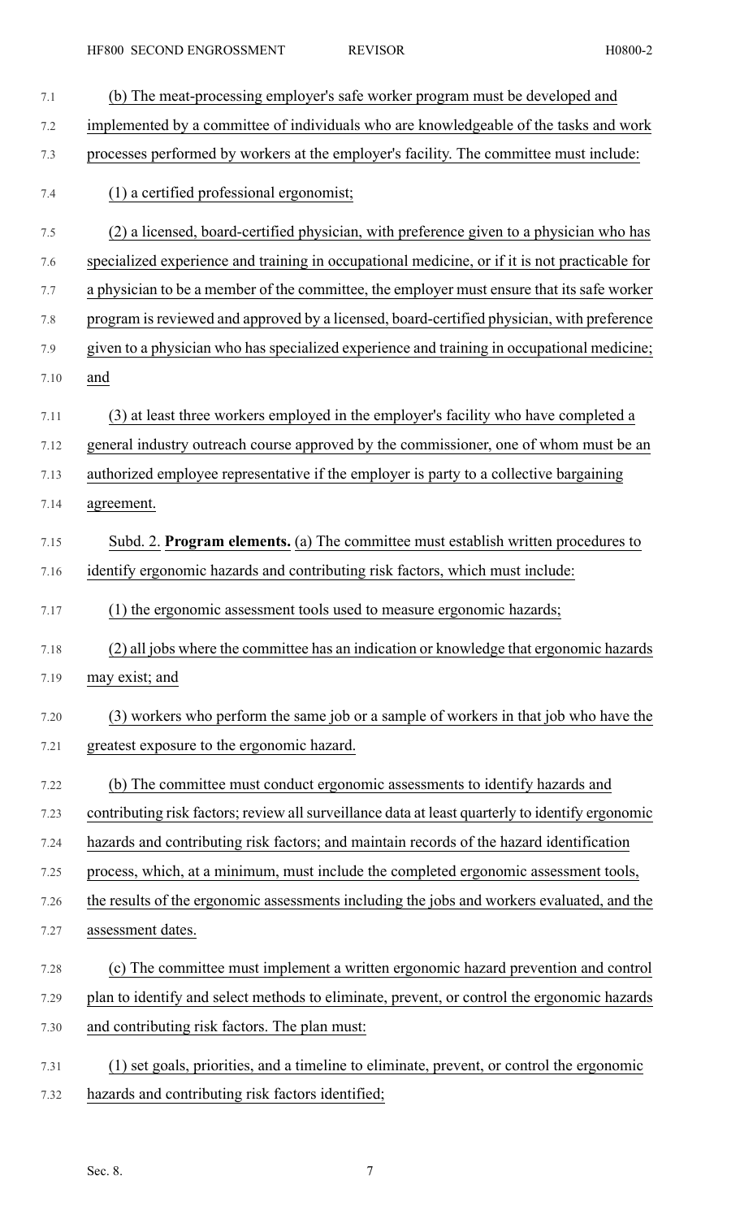(b) The meat-processing employer's safe worker program must be developed and implemented by a committee of individuals who are knowledgeable of the tasks and work processes performed by workers at the employer's facility. The committee must include:

(1) a certified professional ergonomist;

(2) a licensed, board-certified physician, with preference given to a physician who has specialized experience and training in occupational medicine, or if it is not practicable for a physician to be a member of the committee, the employer must ensure that its safe worker program is reviewed and approved by a licensed, board-certified physician, with preference given to a physician who has specialized experience and training in occupational medicine; and

(3) at least three workers employed in the employer's facility who have completed a general industry outreach course approved by the commissioner, one of whom must be an authorized employee representative if the employer is party to a collective bargaining agreement.

Subd. 2. **Program elements.** (a) The committee must establish written procedures to identify ergonomic hazards and contributing risk factors, which must include:

(1) the ergonomic assessment tools used to measure ergonomic hazards;

(2) all jobs where the committee has an indication or knowledge that ergonomic hazards may exist; and

(3) workers who perform the same job or a sample of workers in that job who have the greatest exposure to the ergonomic hazard.

(b) The committee must conduct ergonomic assessments to identify hazards and contributing risk factors; review all surveillance data at least quarterly to identify ergonomic hazards and contributing risk factors; and maintain records of the hazard identification process, which, at a minimum, must include the completed ergonomic assessment tools, the results of the ergonomic assessments including the jobs and workers evaluated, and the assessment dates.

(c) The committee must implement a written ergonomic hazard prevention and control plan to identify and select methods to eliminate, prevent, or control the ergonomic hazards and contributing risk factors. The plan must:

(1) set goals, priorities, and a timeline to eliminate, prevent, or control the ergonomic hazards and contributing risk factors identified;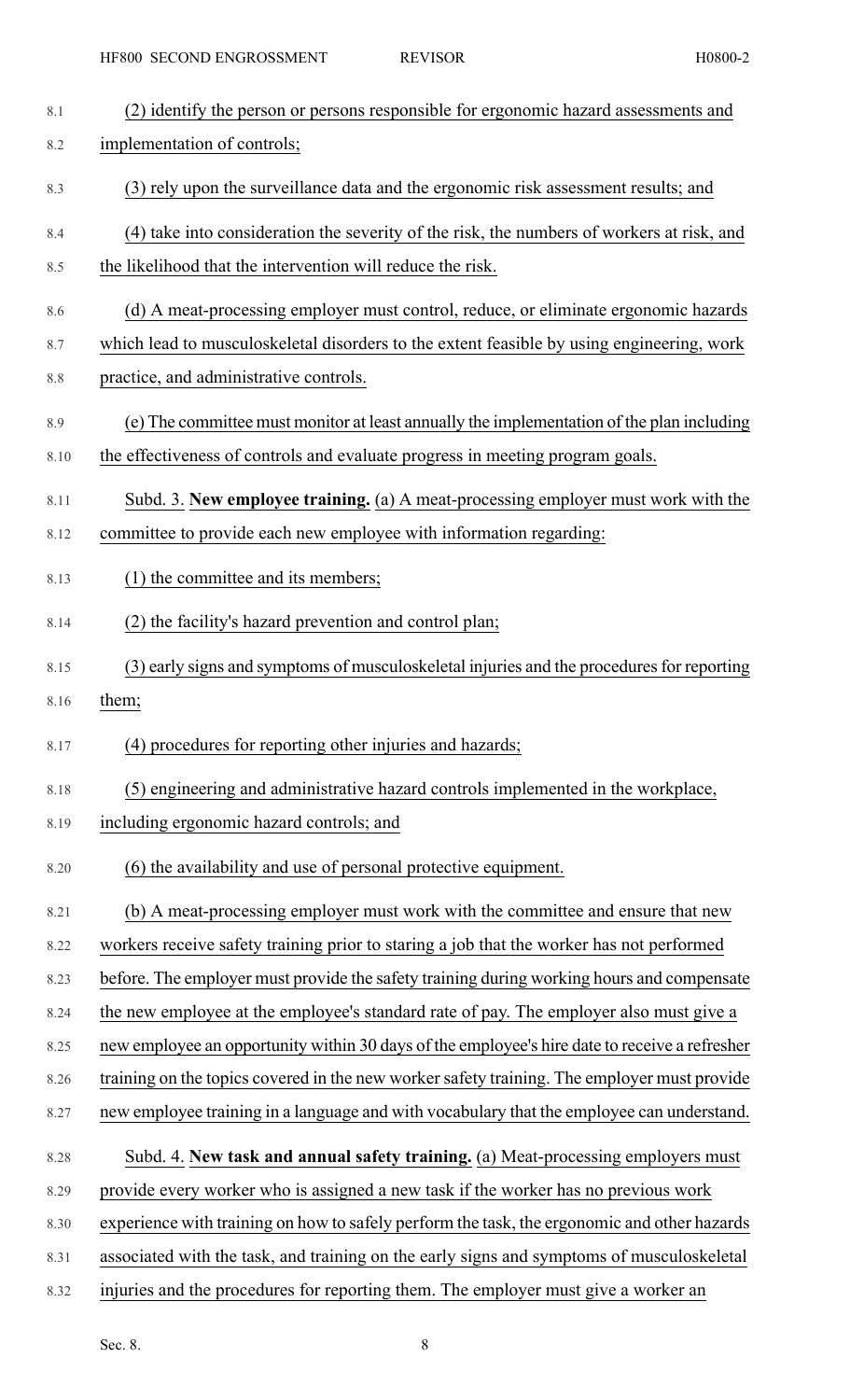(2) identify the person or persons responsible for ergonomic hazard assessments and implementation of controls;

(3) rely upon the surveillance data and the ergonomic risk assessment results; and

(4) take into consideration the severity of the risk, the numbers of workers at risk, and the likelihood that the intervention will reduce the risk.

(d) A meat-processing employer must control, reduce, or eliminate ergonomic hazards which lead to musculoskeletal disorders to the extent feasible by using engineering, work practice, and administrative controls.

(e) The committee must monitor at least annually the implementation of the plan including the effectiveness of controls and evaluate progress in meeting program goals.

Subd. 3. **New employee training.** (a) A meat-processing employer must work with the committee to provide each new employee with information regarding:

(1) the committee and its members;

(2) the facility's hazard prevention and control plan;

(3) early signs and symptoms of musculoskeletal injuries and the procedures for reporting them;

(4) procedures for reporting other injuries and hazards;

(5) engineering and administrative hazard controls implemented in the workplace, including ergonomic hazard controls; and

(6) the availability and use of personal protective equipment.

(b) A meat-processing employer must work with the committee and ensure that new workers receive safety training prior to staring a job that the worker has not performed before. The employer must provide the safety training during working hours and compensate the new employee at the employee's standard rate of pay. The employer also must give a new employee an opportunity within 30 days of the employee's hire date to receive a refresher training on the topics covered in the new worker safety training. The employer must provide new employee training in a language and with vocabulary that the employee can understand.

Subd. 4. **New task and annual safety training.** (a) Meat-processing employers must provide every worker who is assigned a new task if the worker has no previous work experience with training on how to safely perform the task, the ergonomic and other hazards associated with the task, and training on the early signs and symptoms of musculoskeletal injuries and the procedures for reporting them. The employer must give a worker an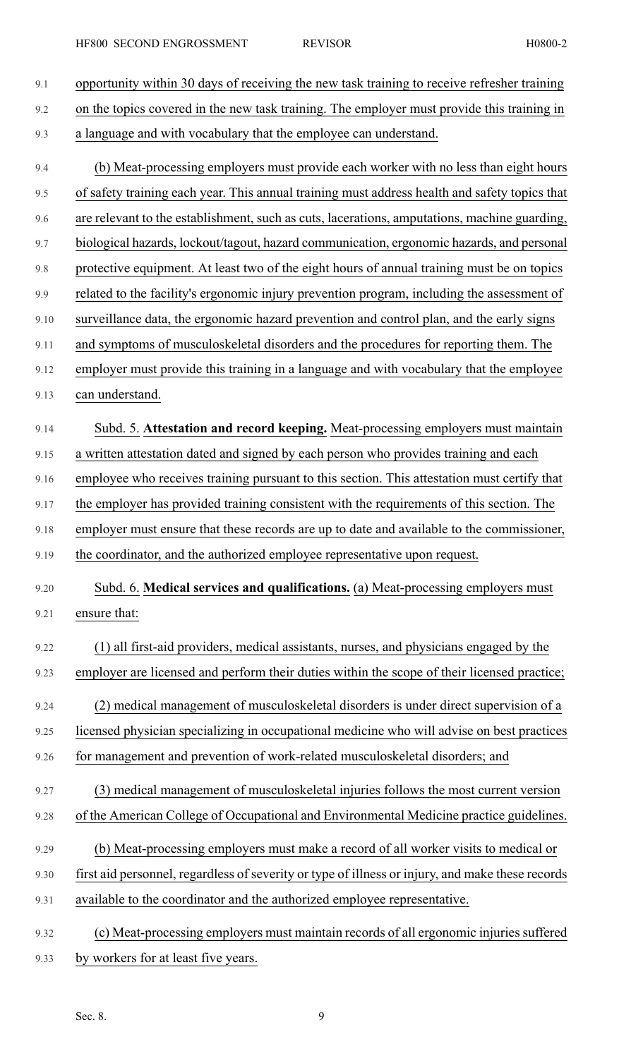opportunity within 30 days of receiving the new task training to receive refresher training on the topics covered in the new task training. The employer must provide this training in a language and with vocabulary that the employee can understand.

(b) Meat-processing employers must provide each worker with no less than eight hours of safety training each year. This annual training must address health and safety topics that are relevant to the establishment, such as cuts, lacerations, amputations, machine guarding, biological hazards, lockout/tagout, hazard communication, ergonomic hazards, and personal protective equipment. At least two of the eight hours of annual training must be on topics related to the facility's ergonomic injury prevention program, including the assessment of surveillance data, the ergonomic hazard prevention and control plan, and the early signs and symptoms of musculoskeletal disorders and the procedures for reporting them. The employer must provide this training in a language and with vocabulary that the employee can understand.

Subd. 5. **Attestation and record keeping.** Meat-processing employers must maintain a written attestation dated and signed by each person who provides training and each employee who receives training pursuant to this section. This attestation must certify that the employer has provided training consistent with the requirements of this section. The employer must ensure that these records are up to date and available to the commissioner, the coordinator, and the authorized employee representative upon request.

Subd. 6. **Medical services and qualifications.** (a) Meat-processing employers must ensure that:

(1) all first-aid providers, medical assistants, nurses, and physicians engaged by the employer are licensed and perform their duties within the scope of their licensed practice;

(2) medical management of musculoskeletal disorders is under direct supervision of a licensed physician specializing in occupational medicine who will advise on best practices for management and prevention of work-related musculoskeletal disorders; and

(3) medical management of musculoskeletal injuries follows the most current version of the American College of Occupational and Environmental Medicine practice guidelines.

(b) Meat-processing employers must make a record of all worker visits to medical or first aid personnel, regardless of severity or type of illness or injury, and make these records available to the coordinator and the authorized employee representative.

(c) Meat-processing employers must maintain records of all ergonomic injuries suffered by workers for at least five years.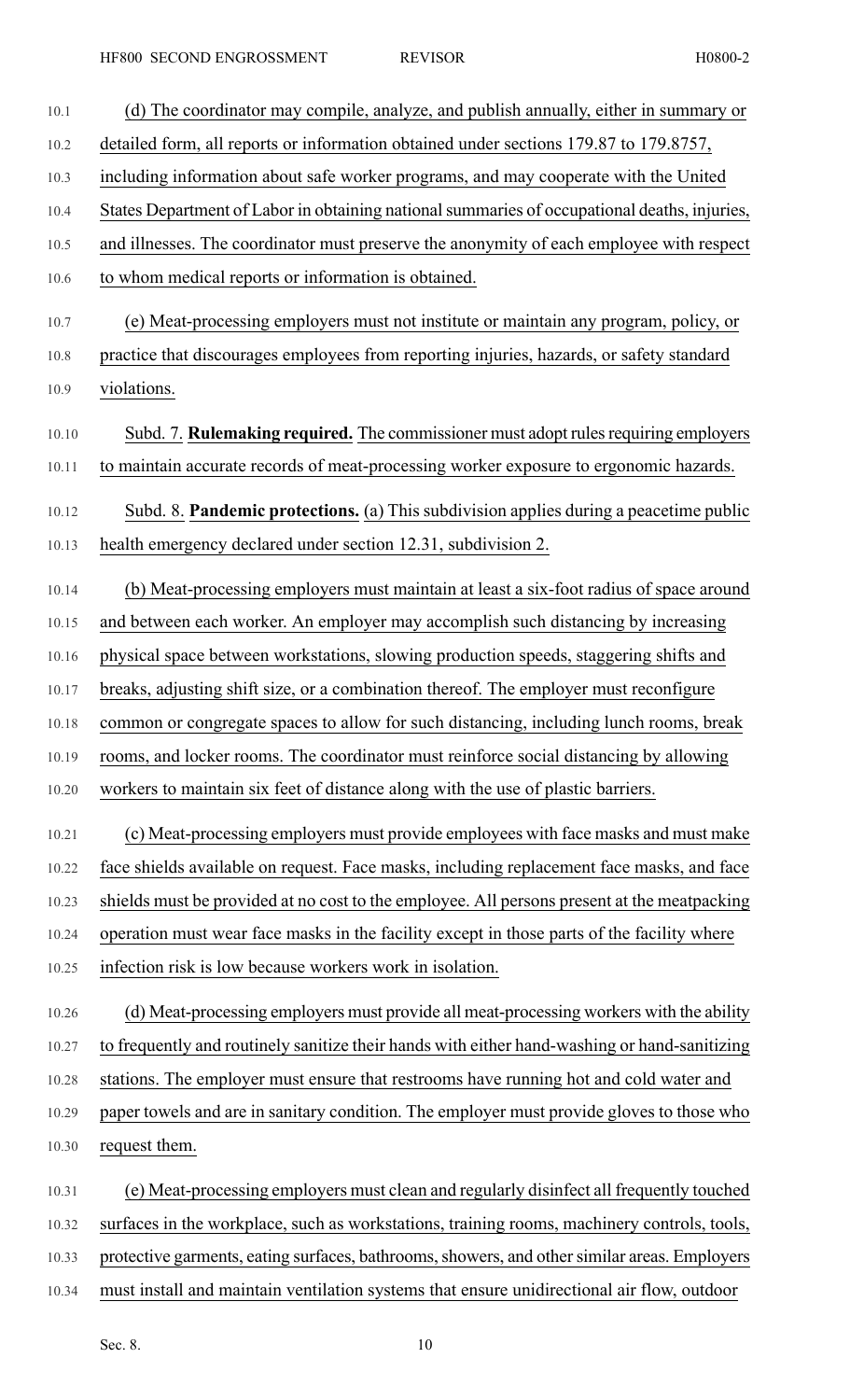(d) The coordinator may compile, analyze, and publish annually, either in summary or detailed form, all reports or information obtained under sections 179.87 to 179.8757, including information about safe worker programs, and may cooperate with the United States Department of Labor in obtaining national summaries of occupational deaths, injuries, and illnesses. The coordinator must preserve the anonymity of each employee with respect to whom medical reports or information is obtained.

(e) Meat-processing employers must not institute or maintain any program, policy, or practice that discourages employees from reporting injuries, hazards, or safety standard violations.

Subd. 7. **Rulemaking required.** The commissioner must adopt rules requiring employers to maintain accurate records of meat-processing worker exposure to ergonomic hazards.

Subd. 8. **Pandemic protections.** (a) This subdivision applies during a peacetime public health emergency declared under section 12.31, subdivision 2.

(b) Meat-processing employers must maintain at least a six-foot radius of space around and between each worker. An employer may accomplish such distancing by increasing physical space between workstations, slowing production speeds, staggering shifts and breaks, adjusting shift size, or a combination thereof. The employer must reconfigure common or congregate spaces to allow for such distancing, including lunch rooms, break rooms, and locker rooms. The coordinator must reinforce social distancing by allowing workers to maintain six feet of distance along with the use of plastic barriers.

(c) Meat-processing employers must provide employees with face masks and must make face shields available on request. Face masks, including replacement face masks, and face shields must be provided at no cost to the employee. All persons present at the meatpacking operation must wear face masks in the facility except in those parts of the facility where infection risk is low because workers work in isolation.

(d) Meat-processing employers must provide all meat-processing workers with the ability to frequently and routinely sanitize their hands with either hand-washing or hand-sanitizing stations. The employer must ensure that restrooms have running hot and cold water and paper towels and are in sanitary condition. The employer must provide gloves to those who request them.

(e) Meat-processing employers must clean and regularly disinfect all frequently touched surfaces in the workplace, such as workstations, training rooms, machinery controls, tools, protective garments, eating surfaces, bathrooms, showers, and other similar areas. Employers must install and maintain ventilation systems that ensure unidirectional air flow, outdoor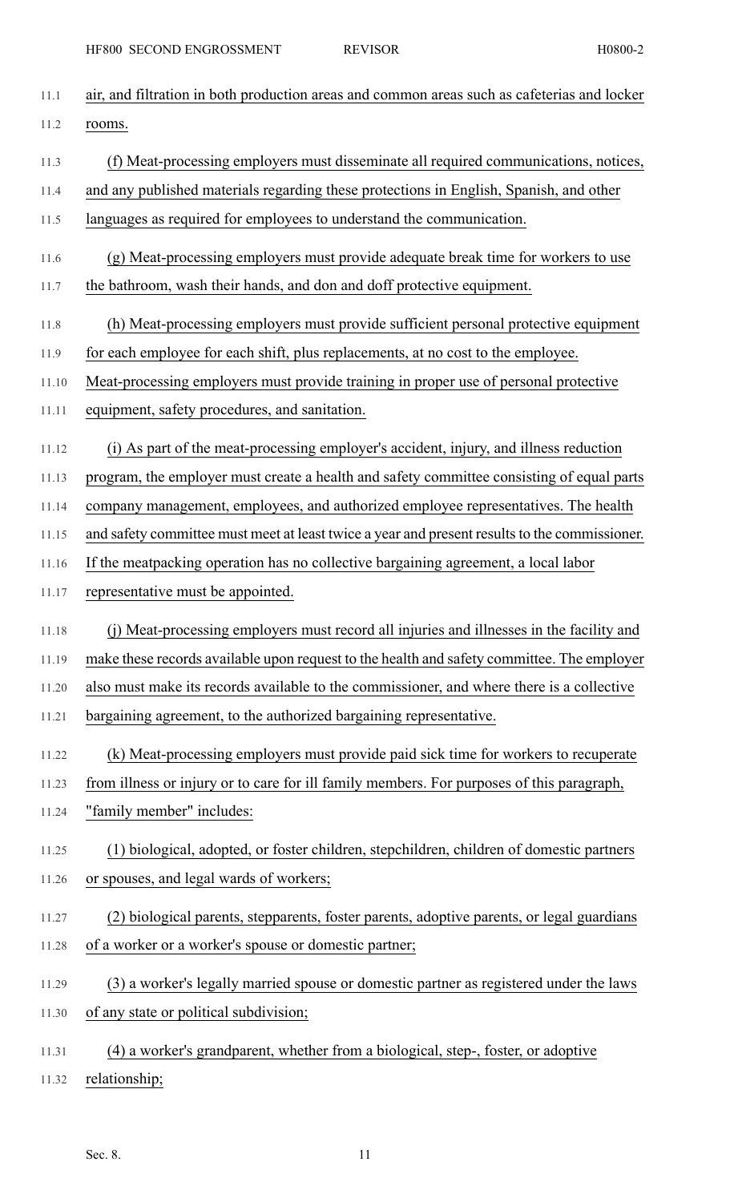air, and filtration in both production areas and common areas such as cafeterias and locker rooms.

(f) Meat-processing employers must disseminate all required communications, notices, and any published materials regarding these protections in English, Spanish, and other languages as required for employees to understand the communication.

(g) Meat-processing employers must provide adequate break time for workers to use the bathroom, wash their hands, and don and doff protective equipment.

(h) Meat-processing employers must provide sufficient personal protective equipment for each employee for each shift, plus replacements, at no cost to the employee. Meat-processing employers must provide training in proper use of personal protective equipment, safety procedures, and sanitation.

(i) As part of the meat-processing employer's accident, injury, and illness reduction program, the employer must create a health and safety committee consisting of equal parts company management, employees, and authorized employee representatives. The health and safety committee must meet at least twice a year and present results to the commissioner. If the meatpacking operation has no collective bargaining agreement, a local labor representative must be appointed.

(j) Meat-processing employers must record all injuries and illnesses in the facility and make these records available upon request to the health and safety committee. The employer also must make its records available to the commissioner, and where there is a collective bargaining agreement, to the authorized bargaining representative.

(k) Meat-processing employers must provide paid sick time for workers to recuperate from illness or injury or to care for ill family members. For purposes of this paragraph, "family member" includes:

(1) biological, adopted, or foster children, stepchildren, children of domestic partners or spouses, and legal wards of workers;

(2) biological parents, stepparents, foster parents, adoptive parents, or legal guardians of a worker or a worker's spouse or domestic partner;

(3) a worker's legally married spouse or domestic partner as registered under the laws of any state or political subdivision;

(4) a worker's grandparent, whether from a biological, step-, foster, or adoptive relationship;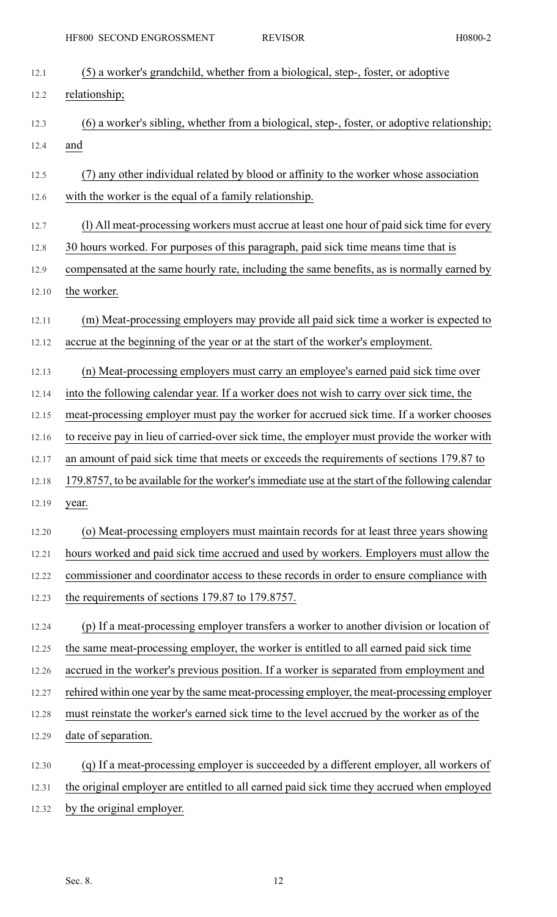(5) a worker's grandchild, whether from a biological, step-, foster, or adoptive relationship;

(6) a worker's sibling, whether from a biological, step-, foster, or adoptive relationship; and

(7) any other individual related by blood or affinity to the worker whose association with the worker is the equal of a family relationship.

(l) All meat-processing workers must accrue at least one hour of paid sick time for every 30 hours worked. For purposes of this paragraph, paid sick time means time that is compensated at the same hourly rate, including the same benefits, as is normally earned by the worker.

(m) Meat-processing employers may provide all paid sick time a worker is expected to accrue at the beginning of the year or at the start of the worker's employment.

(n) Meat-processing employers must carry an employee's earned paid sick time over into the following calendar year. If a worker does not wish to carry over sick time, the meat-processing employer must pay the worker for accrued sick time. If a worker chooses to receive pay in lieu of carried-over sick time, the employer must provide the worker with an amount of paid sick time that meets or exceeds the requirements of sections 179.87 to 179.8757, to be available for the worker's immediate use at the start of the following calendar year.

(o) Meat-processing employers must maintain records for at least three years showing hours worked and paid sick time accrued and used by workers. Employers must allow the commissioner and coordinator access to these records in order to ensure compliance with the requirements of sections 179.87 to 179.8757.

(p) If a meat-processing employer transfers a worker to another division or location of the same meat-processing employer, the worker is entitled to all earned paid sick time accrued in the worker's previous position. If a worker is separated from employment and rehired within one year by the same meat-processing employer, the meat-processing employer must reinstate the worker's earned sick time to the level accrued by the worker as of the date of separation.

(q) If a meat-processing employer is succeeded by a different employer, all workers of the original employer are entitled to all earned paid sick time they accrued when employed by the original employer.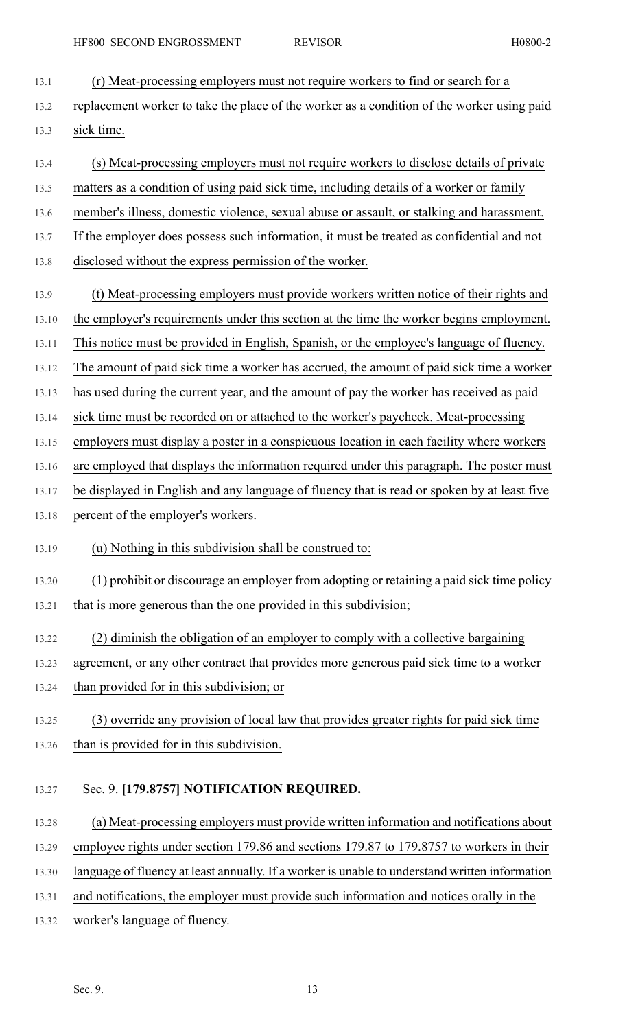(r) Meat-processing employers must not require workers to find or search for a replacement worker to take the place of the worker as a condition of the worker using paid sick time.

(s) Meat-processing employers must not require workers to disclose details of private matters as a condition of using paid sick time, including details of a worker or family member's illness, domestic violence, sexual abuse or assault, or stalking and harassment. If the employer does possess such information, it must be treated as confidential and not disclosed without the express permission of the worker.

(t) Meat-processing employers must provide workers written notice of their rights and the employer's requirements under this section at the time the worker begins employment. This notice must be provided in English, Spanish, or the employee's language of fluency. The amount of paid sick time a worker has accrued, the amount of paid sick time a worker has used during the current year, and the amount of pay the worker has received as paid sick time must be recorded on or attached to the worker's paycheck. Meat-processing employers must display a poster in a conspicuous location in each facility where workers are employed that displays the information required under this paragraph. The poster must be displayed in English and any language of fluency that is read or spoken by at least five percent of the employer's workers.

(u) Nothing in this subdivision shall be construed to:

(1) prohibit or discourage an employer from adopting or retaining a paid sick time policy that is more generous than the one provided in this subdivision;

(2) diminish the obligation of an employer to comply with a collective bargaining agreement, or any other contract that provides more generous paid sick time to a worker than provided for in this subdivision; or

(3) override any provision of local law that provides greater rights for paid sick time than is provided for in this subdivision.

Sec. 9. **[179.8757] NOTIFICATION REQUIRED.**

(a) Meat-processing employers must provide written information and notifications about employee rights under section 179.86 and sections 179.87 to 179.8757 to workers in their language of fluency at least annually. If a worker is unable to understand written information and notifications, the employer must provide such information and notices orally in the worker's language of fluency.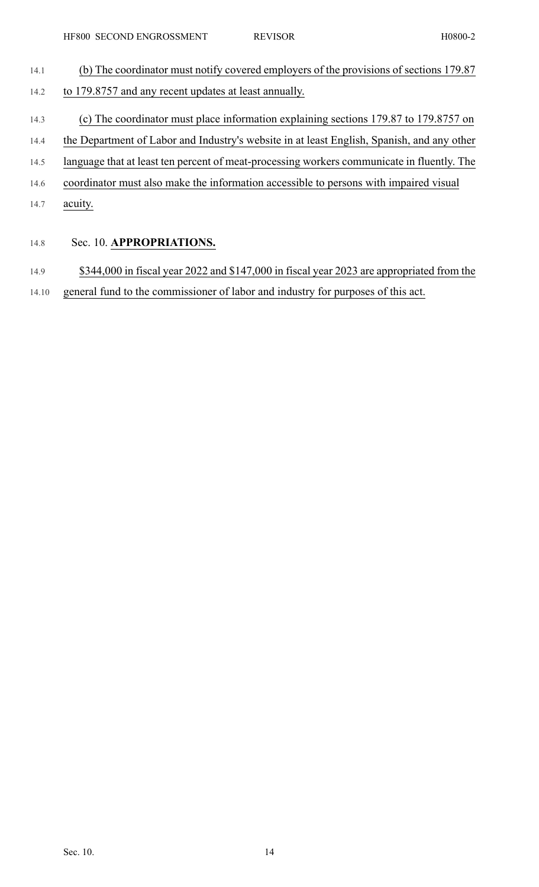(b) The coordinator must notify covered employers of the provisions of sections 179.87 to 179.8757 and any recent updates at least annually.

(c) The coordinator must place information explaining sections 179.87 to 179.8757 on the Department of Labor and Industry's website in at least English, Spanish, and any other language that at least ten percent of meat-processing workers communicate in fluently. The coordinator must also make the information accessible to persons with impaired visual acuity.

Sec. 10. **APPROPRIATIONS.**

$344,000 in fiscal year 2022 and $147,000 in fiscal year 2023 are appropriated from the general fund to the commissioner of labor and industry for purposes of this act.